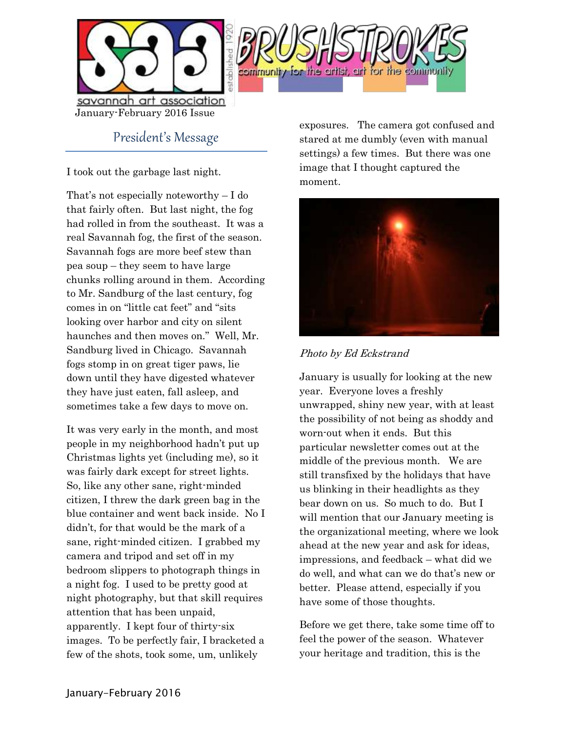# BRUSHSTROKES

community for the artist, art for the community

savannah art association — established 1920

January-February 2016 Issue

## President's Message

I took out the garbage last night.

That's not especially noteworthy – I do that fairly often. But last night, the fog had rolled in from the southeast. It was a real Savannah fog, the first of the season. Savannah fogs are more beef stew than pea soup – they seem to have large chunks rolling around in them. According to Mr. Sandburg of the last century, fog comes in on "little cat feet" and "sits looking over harbor and city on silent haunches and then moves on." Well, Mr. Sandburg lived in Chicago. Savannah fogs stomp in on great tiger paws, lie down until they have digested whatever they have just eaten, fall asleep, and sometimes take a few days to move on.

It was very early in the month, and most people in my neighborhood hadn't put up Christmas lights yet (including me), so it was fairly dark except for street lights. So, like any other sane, right-minded citizen, I threw the dark green bag in the blue container and went back inside. No I didn't, for that would be the mark of a sane, right-minded citizen. I grabbed my camera and tripod and set off in my bedroom slippers to photograph things in a night fog. I used to be pretty good at night photography, but that skill requires attention that has been unpaid, apparently. I kept four of thirty-six images. To be perfectly fair, I bracketed a few of the shots, took some, um, unlikely exposures. The camera got confused and stared at me dumbly (even with manual settings) a few times. But there was one image that I thought captured the moment.

*Photo by Ed Eckstrand*

January is usually for looking at the new year. Everyone loves a freshly unwrapped, shiny new year, with at least the possibility of not being as shoddy and worn-out when it ends. But this particular newsletter comes out at the middle of the previous month. We are still transfixed by the holidays that have us blinking in their headlights as they bear down on us. So much to do. But I will mention that our January meeting is the organizational meeting, where we look ahead at the new year and ask for ideas, impressions, and feedback – what did we do well, and what can we do that's new or better. Please attend, especially if you have some of those thoughts.

Before we get there, take some time off to feel the power of the season. Whatever your heritage and tradition, this is the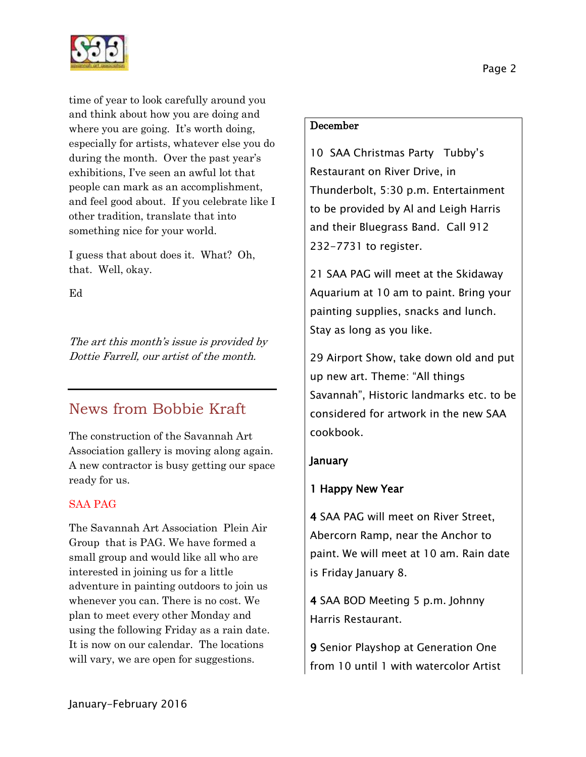time of year to look carefully around you and think about how you are doing and where you are going. It's worth doing, especially for artists, whatever else you do during the month. Over the past year's exhibitions, I've seen an awful lot that people can mark as an accomplishment, and feel good about. If you celebrate like I other tradition, translate that into something nice for your world.

I guess that about does it. What? Oh, that. Well, okay.

Ed

*The art this month's issue is provided by Dottie Farrell, our artist of the month.*

## News from Bobbie Kraft

The construction of the Savannah Art Association gallery is moving along again. A new contractor is busy getting our space ready for us.

### SAA PAG

The Savannah Art Association Plein Air Group that is PAG. We have formed a small group and would like all who are interested in joining us for a little adventure in painting outdoors to join us whenever you can. There is no cost. We plan to meet every other Monday and using the following Friday as a rain date. It is now on our calendar. The locations will vary, we are open for suggestions.

**December**

10 SAA Christmas Party Tubby's Restaurant on River Drive, in Thunderbolt, 5:30 p.m. Entertainment to be provided by Al and Leigh Harris and their Bluegrass Band. Call 912 232-7731 to register.

21 SAA PAG will meet at the Skidaway Aquarium at 10 am to paint. Bring your painting supplies, snacks and lunch. Stay as long as you like.

29 Airport Show, take down old and put up new art. Theme: "All things Savannah", Historic landmarks etc. to be considered for artwork in the new SAA cookbook.

**January**

**1 Happy New Year**

**4** SAA PAG will meet on River Street, Abercorn Ramp, near the Anchor to paint. We will meet at 10 am. Rain date is Friday January 8.

**4** SAA BOD Meeting 5 p.m. Johnny Harris Restaurant.

**9** Senior Playshop at Generation One from 10 until 1 with watercolor Artist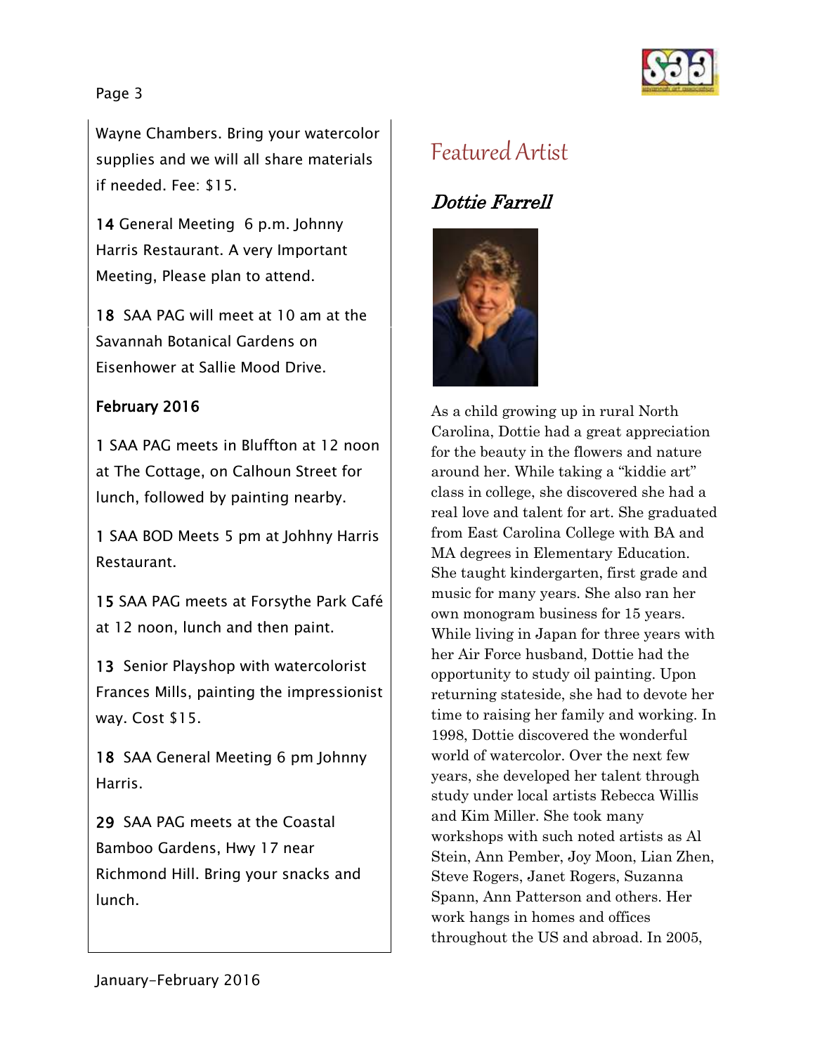Wayne Chambers. Bring your watercolor supplies and we will all share materials if needed. Fee: $15.

**14** General Meeting 6 p.m. Johnny Harris Restaurant. A very Important Meeting, Please plan to attend.

**18** SAA PAG will meet at 10 am at the Savannah Botanical Gardens on Eisenhower at Sallie Mood Drive.

**February 2016**

**1** SAA PAG meets in Bluffton at 12 noon at The Cottage, on Calhoun Street for lunch, followed by painting nearby.

**1** SAA BOD Meets 5 pm at Johhny Harris Restaurant.

**15** SAA PAG meets at Forsythe Park Café at 12 noon, lunch and then paint.

**13** Senior Playshop with watercolorist Frances Mills, painting the impressionist way. Cost $15.

**18** SAA General Meeting 6 pm Johnny Harris.

**29** SAA PAG meets at the Coastal Bamboo Gardens, Hwy 17 near Richmond Hill. Bring your snacks and lunch.

## Featured Artist

### *Dottie Farrell*

As a child growing up in rural North Carolina, Dottie had a great appreciation for the beauty in the flowers and nature around her. While taking a "kiddie art" class in college, she discovered she had a real love and talent for art. She graduated from East Carolina College with BA and MA degrees in Elementary Education. She taught kindergarten, first grade and music for many years. She also ran her own monogram business for 15 years. While living in Japan for three years with her Air Force husband, Dottie had the opportunity to study oil painting. Upon returning stateside, she had to devote her time to raising her family and working. In 1998, Dottie discovered the wonderful world of watercolor. Over the next few years, she developed her talent through study under local artists Rebecca Willis and Kim Miller. She took many workshops with such noted artists as Al Stein, Ann Pember, Joy Moon, Lian Zhen, Steve Rogers, Janet Rogers, Suzanna Spann, Ann Patterson and others. Her work hangs in homes and offices throughout the US and abroad. In 2005,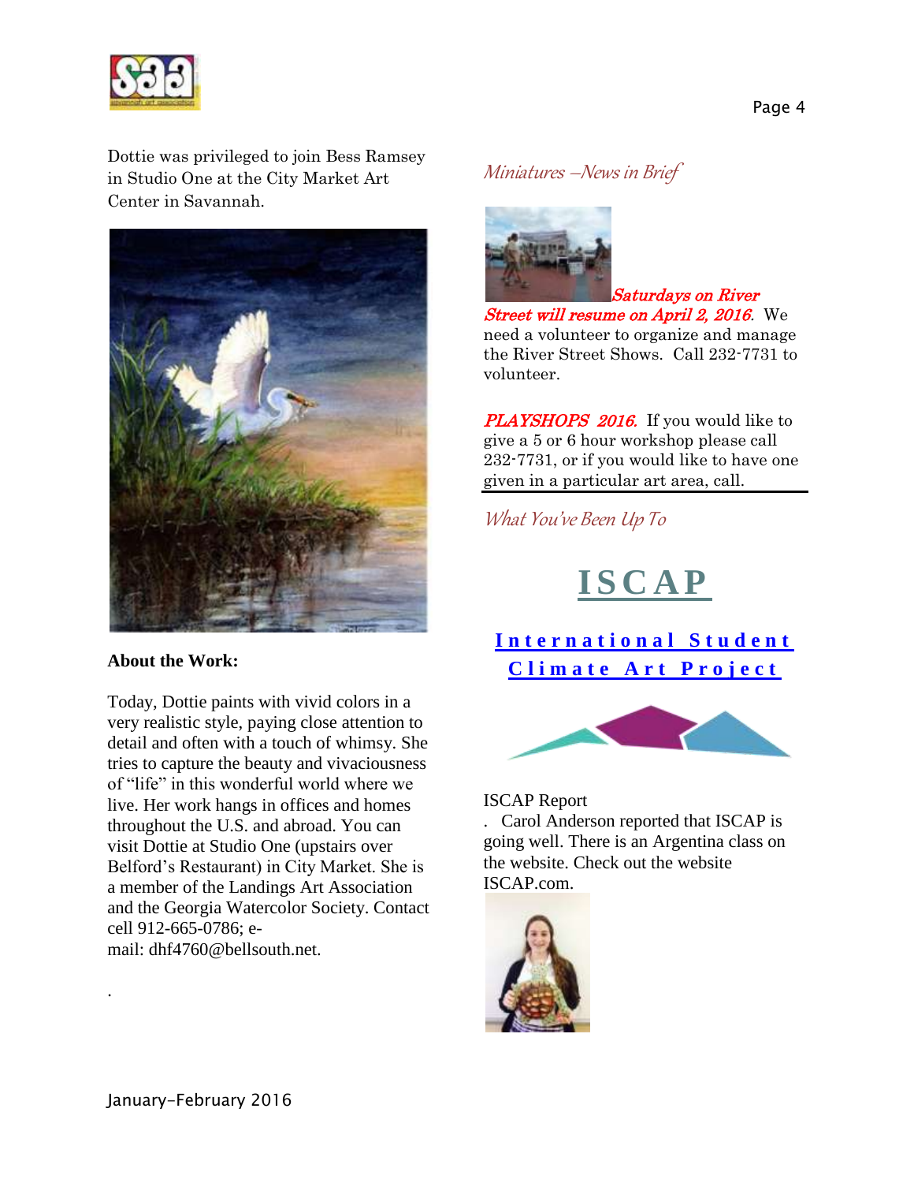Dottie was privileged to join Bess Ramsey in Studio One at the City Market Art Center in Savannah.

**About the Work:**

Today, Dottie paints with vivid colors in a very realistic style, paying close attention to detail and often with a touch of whimsy. She tries to capture the beauty and vivaciousness of "life" in this wonderful world where we live. Her work hangs in offices and homes throughout the U.S. and abroad. You can visit Dottie at Studio One (upstairs over Belford's Restaurant) in City Market. She is a member of the Landings Art Association and the Georgia Watercolor Society. Contact cell 912-665-0786; e-mail: dhf4760@bellsouth.net.

.

## *Miniatures –News in Brief*

***Saturdays on River Street will resume on April 2, 2016.*** We need a volunteer to organize and manage the River Street Shows. Call 232-7731 to volunteer.

***PLAYSHOPS 2016.*** If you would like to give a 5 or 6 hour workshop please call 232-7731, or if you would like to have one given in a particular art area, call.

## *What You've Been Up To*

# ISCAP

## International Student Climate Art Project

ISCAP Report

. Carol Anderson reported that ISCAP is going well. There is an Argentina class on the website. Check out the website ISCAP.com.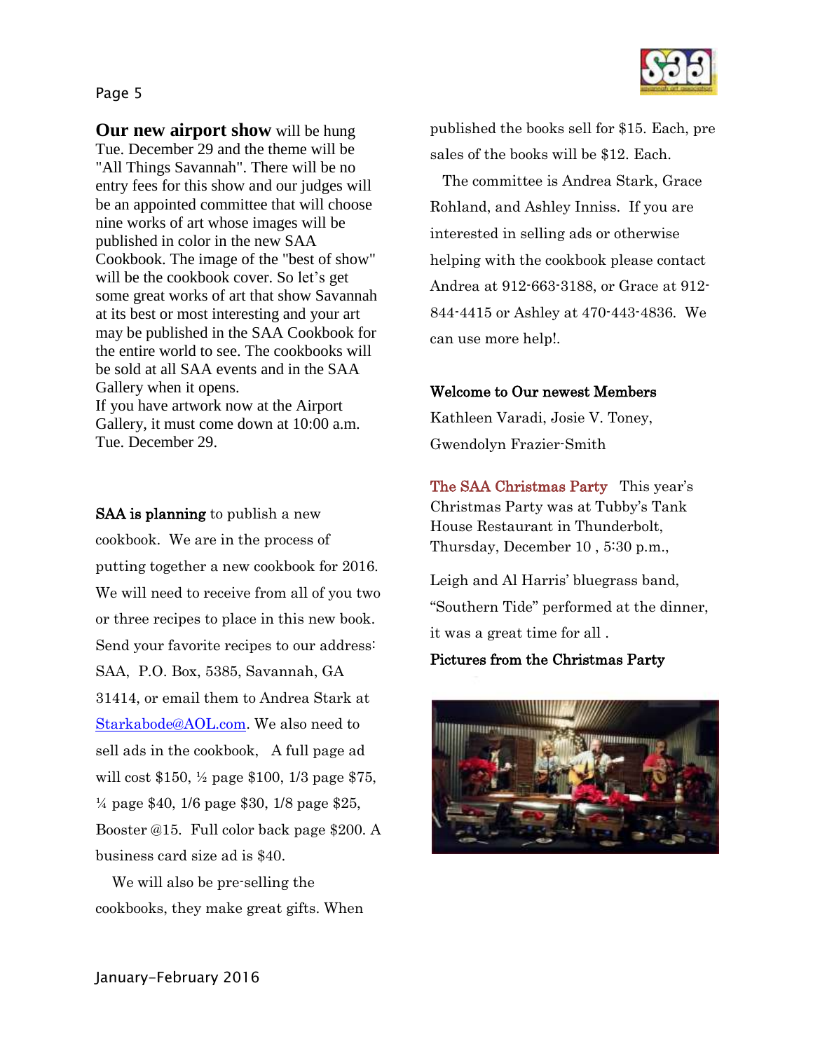**Our new airport show** will be hung Tue. December 29 and the theme will be "All Things Savannah". There will be no entry fees for this show and our judges will be an appointed committee that will choose nine works of art whose images will be published in color in the new SAA Cookbook. The image of the "best of show" will be the cookbook cover. So let's get some great works of art that show Savannah at its best or most interesting and your art may be published in the SAA Cookbook for the entire world to see. The cookbooks will be sold at all SAA events and in the SAA Gallery when it opens.

If you have artwork now at the Airport Gallery, it must come down at 10:00 a.m. Tue. December 29.

**SAA is planning** to publish a new cookbook. We are in the process of putting together a new cookbook for 2016. We will need to receive from all of you two or three recipes to place in this new book. Send your favorite recipes to our address: SAA, P.O. Box, 5385, Savannah, GA 31414, or email them to Andrea Stark at Starkabode@AOL.com. We also need to sell ads in the cookbook, A full page ad will cost $150, ½ page $100, 1/3 page $75, ¼ page $40, 1/6 page $30, 1/8 page $25, Booster @15. Full color back page $200. A business card size ad is $40.

We will also be pre-selling the cookbooks, they make great gifts. When published the books sell for $15. Each, pre sales of the books will be $12. Each.

The committee is Andrea Stark, Grace Rohland, and Ashley Inniss. If you are interested in selling ads or otherwise helping with the cookbook please contact Andrea at 912-663-3188, or Grace at 912-844-4415 or Ashley at 470-443-4836. We can use more help!.

**Welcome to Our newest Members**

Kathleen Varadi, Josie V. Toney, Gwendolyn Frazier-Smith

**The SAA Christmas Party** This year's Christmas Party was at Tubby's Tank House Restaurant in Thunderbolt, Thursday, December 10 , 5:30 p.m.,

Leigh and Al Harris' bluegrass band, "Southern Tide" performed at the dinner, it was a great time for all .

**Pictures from the Christmas Party**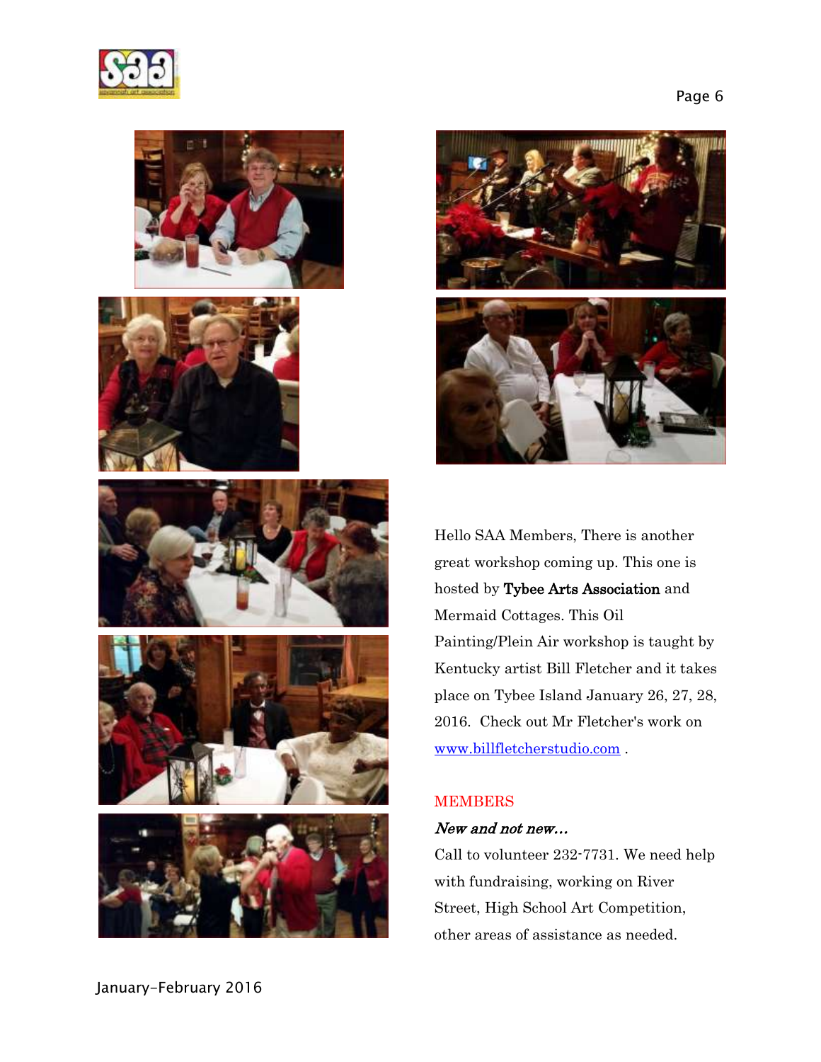Hello SAA Members, There is another great workshop coming up. This one is hosted by **Tybee Arts Association** and Mermaid Cottages. This Oil Painting/Plein Air workshop is taught by Kentucky artist Bill Fletcher and it takes place on Tybee Island January 26, 27, 28, 2016. Check out Mr Fletcher's work on [www.billfletcherstudio.com](http://www.billfletcherstudio.com) .

## MEMBERS

***New and not new…***

Call to volunteer 232-7731. We need help with fundraising, working on River Street, High School Art Competition, other areas of assistance as needed.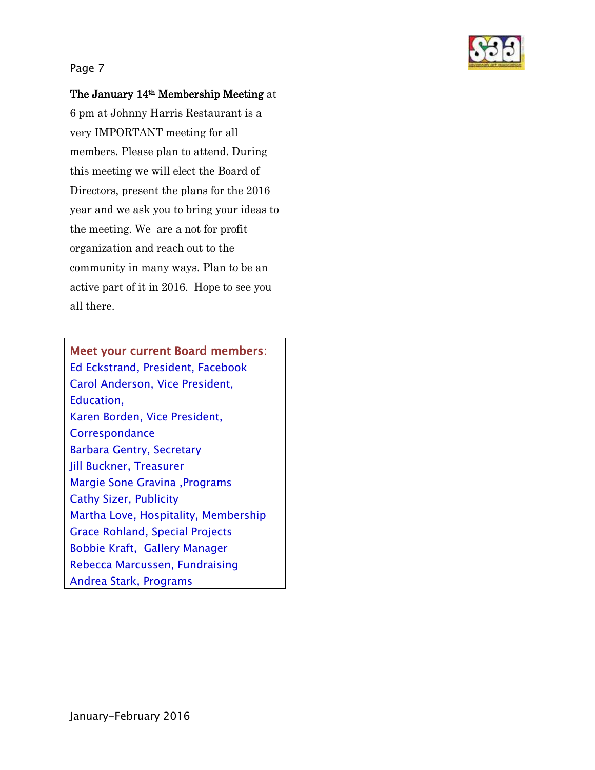**The January 14th Membership Meeting** at 6 pm at Johnny Harris Restaurant is a very IMPORTANT meeting for all members. Please plan to attend. During this meeting we will elect the Board of Directors, present the plans for the 2016 year and we ask you to bring your ideas to the meeting. We are a not for profit organization and reach out to the community in many ways. Plan to be an active part of it in 2016. Hope to see you all there.

**Meet your current Board members:**

Ed Eckstrand, President, Facebook
Carol Anderson, Vice President, Education,
Karen Borden, Vice President, Correspondance
Barbara Gentry, Secretary
Jill Buckner, Treasurer
Margie Sone Gravina ,Programs
Cathy Sizer, Publicity
Martha Love, Hospitality, Membership
Grace Rohland, Special Projects
Bobbie Kraft, Gallery Manager
Rebecca Marcussen, Fundraising
Andrea Stark, Programs